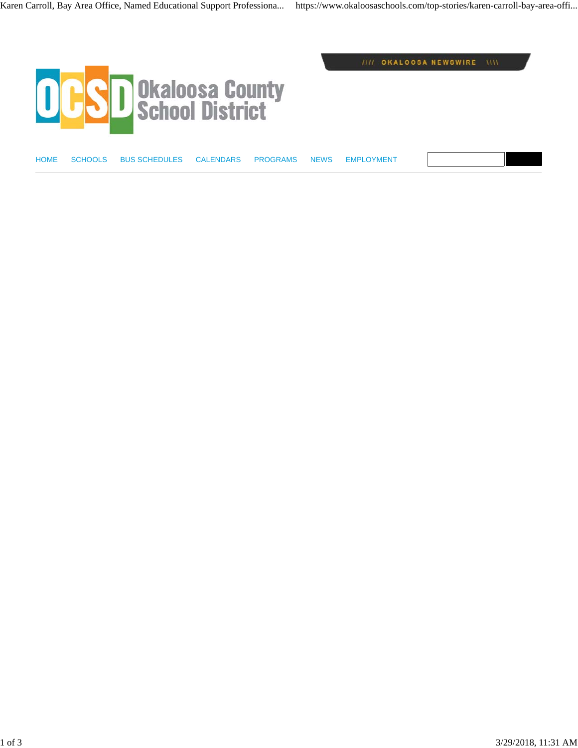Okaloosa County School District

OKALOOSA NEWSWIRE

HOME SCHOOLS BUS SCHEDULES CALENDARS PROGRAMS NEWS EMPLOYMENT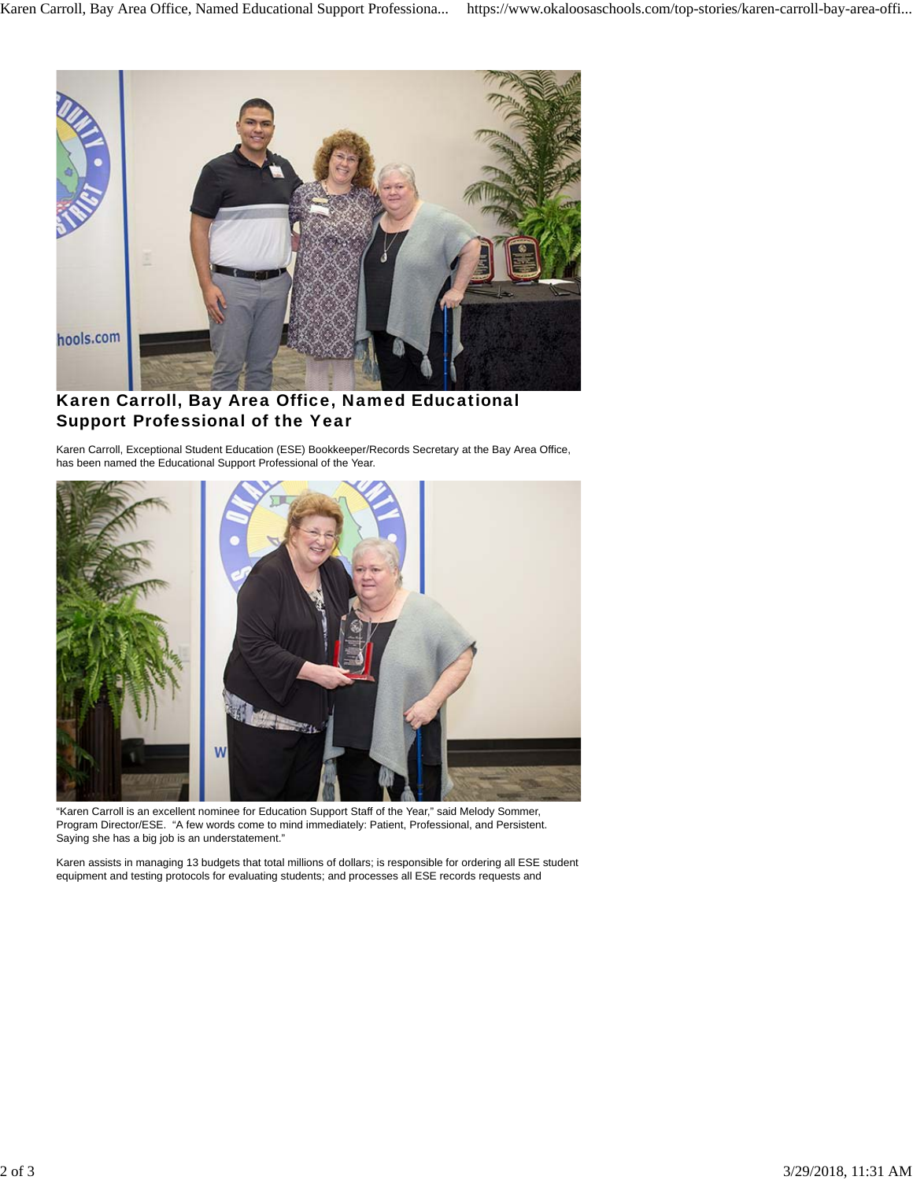# Karen Carroll, Bay Area Office, Named Educational Support Professional of the Year

Karen Carroll, Exceptional Student Education (ESE) Bookkeeper/Records Secretary at the Bay Area Office, has been named the Educational Support Professional of the Year.

"Karen Carroll is an excellent nominee for Education Support Staff of the Year," said Melody Sommer, Program Director/ESE. "A few words come to mind immediately: Patient, Professional, and Persistent. Saying she has a big job is an understatement."

Karen assists in managing 13 budgets that total millions of dollars; is responsible for ordering all ESE student equipment and testing protocols for evaluating students; and processes all ESE records requests and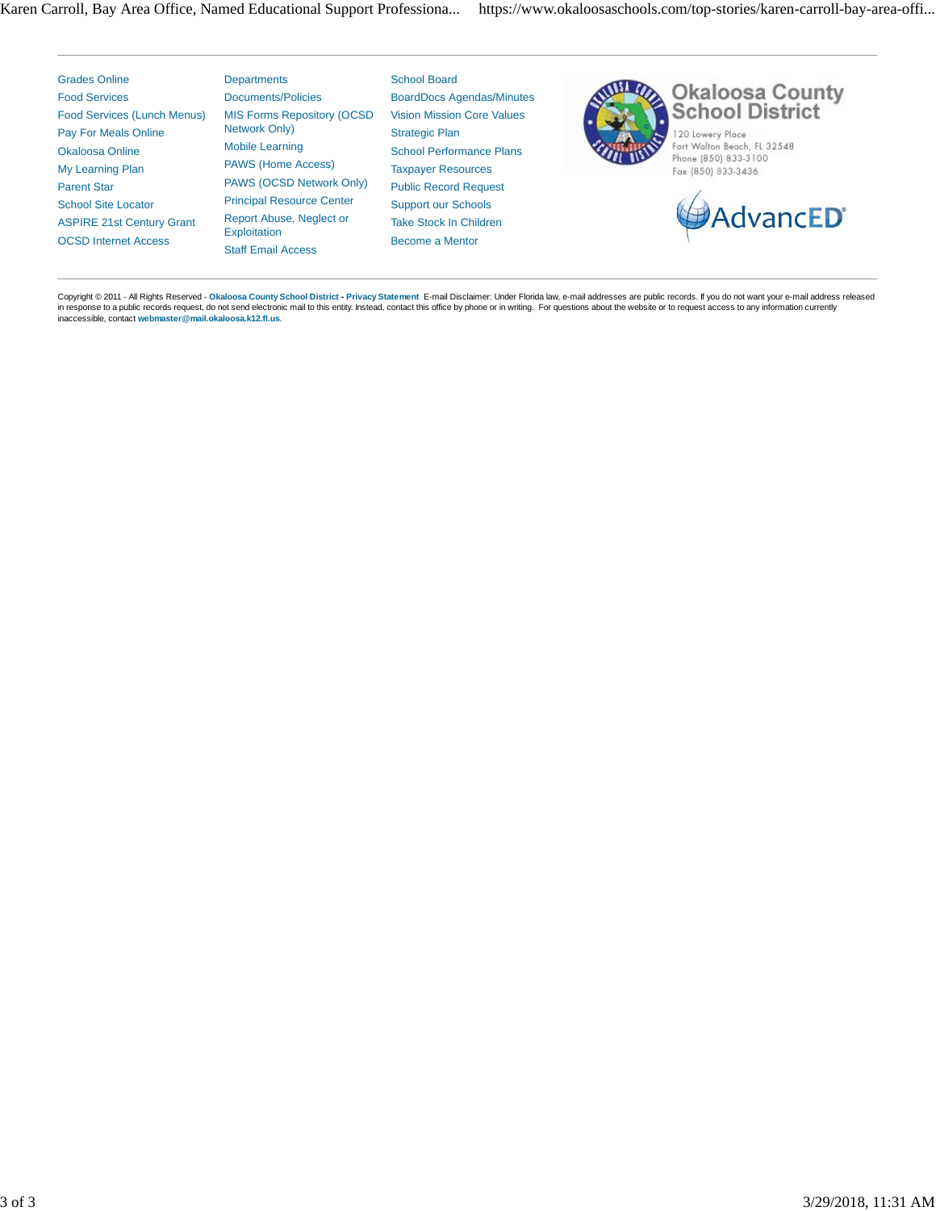Grades Online
Food Services
Food Services (Lunch Menus)
Pay For Meals Online
Okaloosa Online
My Learning Plan
Parent Star
School Site Locator
ASPIRE 21st Century Grant
OCSD Internet Access

Departments
Documents/Policies
MIS Forms Repository (OCSD Network Only)
Mobile Learning
PAWS (Home Access)
PAWS (OCSD Network Only)
Principal Resource Center
Report Abuse, Neglect or Exploitation
Staff Email Access

School Board
BoardDocs Agendas/Minutes
Vision Mission Core Values
Strategic Plan
School Performance Plans
Taxpayer Resources
Public Record Request
Support our Schools
Take Stock In Children
Become a Mentor

Okaloosa County School District
120 Lowery Place
Fort Walton Beach, FL 32548
Phone (850) 833-3100
Fax (850) 833-3436

AdvancED

Copyright © 2011 - All Rights Reserved - **Okaloosa County School District** - **Privacy Statement** E-mail Disclaimer: Under Florida law, e-mail addresses are public records. If you do not want your e-mail address released in response to a public records request, do not send electronic mail to this entity. Instead, contact this office by phone or in writing. For questions about the website or to request access to any information currently inaccessible, contact **webmaster@mail.okaloosa.k12.fl.us**.